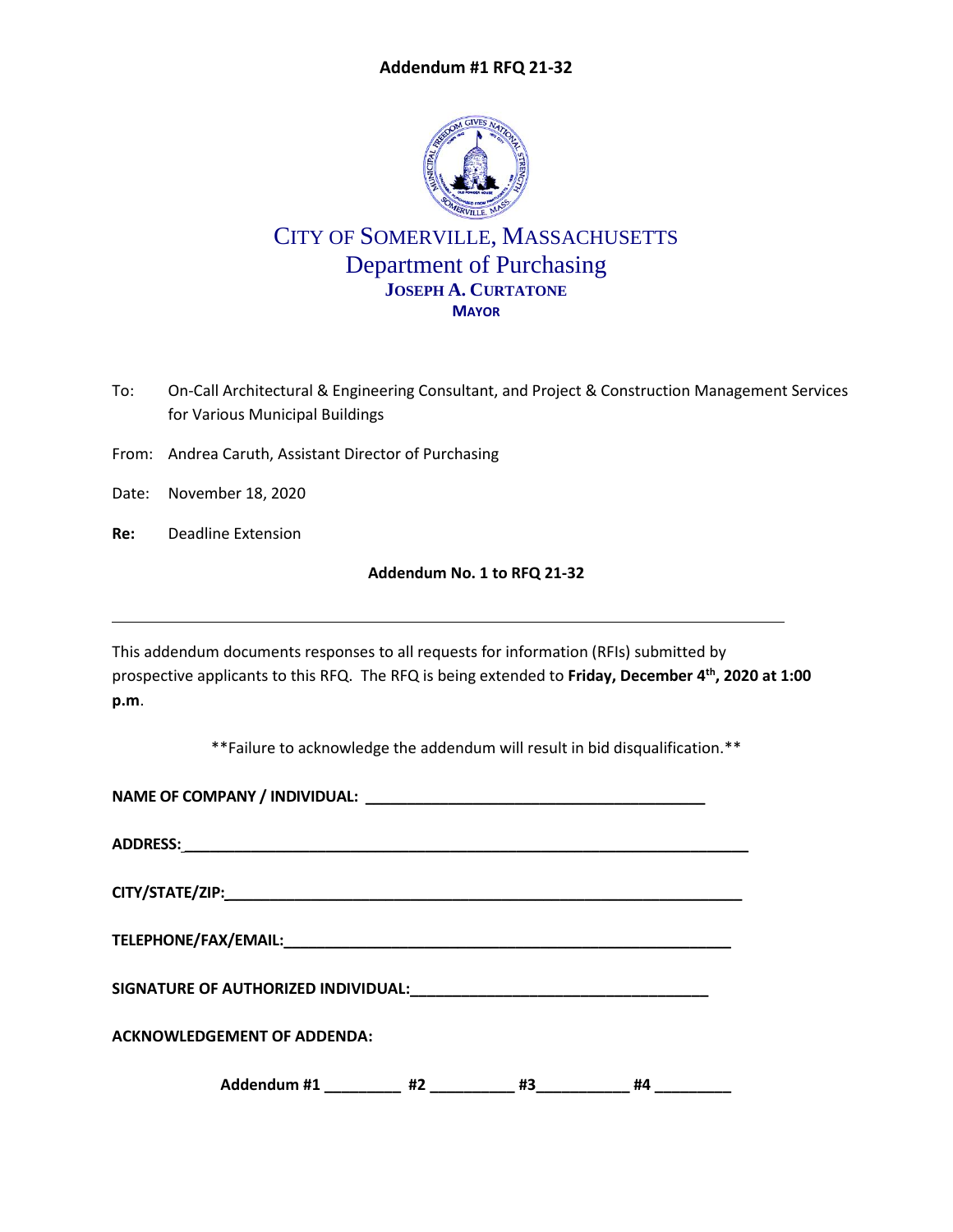**Addendum #1 RFQ 21-32**

# CITY OF SOMERVILLE, MASSACHUSETTS
## Department of Purchasing
**JOSEPH A. CURTATONE**
**MAYOR**

To: On-Call Architectural & Engineering Consultant, and Project & Construction Management Services for Various Municipal Buildings

From: Andrea Caruth, Assistant Director of Purchasing

Date: November 18, 2020

**Re:** Deadline Extension

**Addendum No. 1 to RFQ 21-32**

---

This addendum documents responses to all requests for information (RFIs) submitted by prospective applicants to this RFQ. The RFQ is being extended to **Friday, December 4th, 2020 at 1:00 p.m**.

**Failure to acknowledge the addendum will result in bid disqualification.**

**NAME OF COMPANY / INDIVIDUAL:** ________________________________________

**ADDRESS:**______________________________________________________________________

**CITY/STATE/ZIP:**_______________________________________________________________

**TELEPHONE/FAX/EMAIL:**__________________________________________________________

**SIGNATURE OF AUTHORIZED INDIVIDUAL:**___________________________________

**ACKNOWLEDGEMENT OF ADDENDA:**

**Addendum #1** _________ **#2** __________ **#3**___________ **#4** _________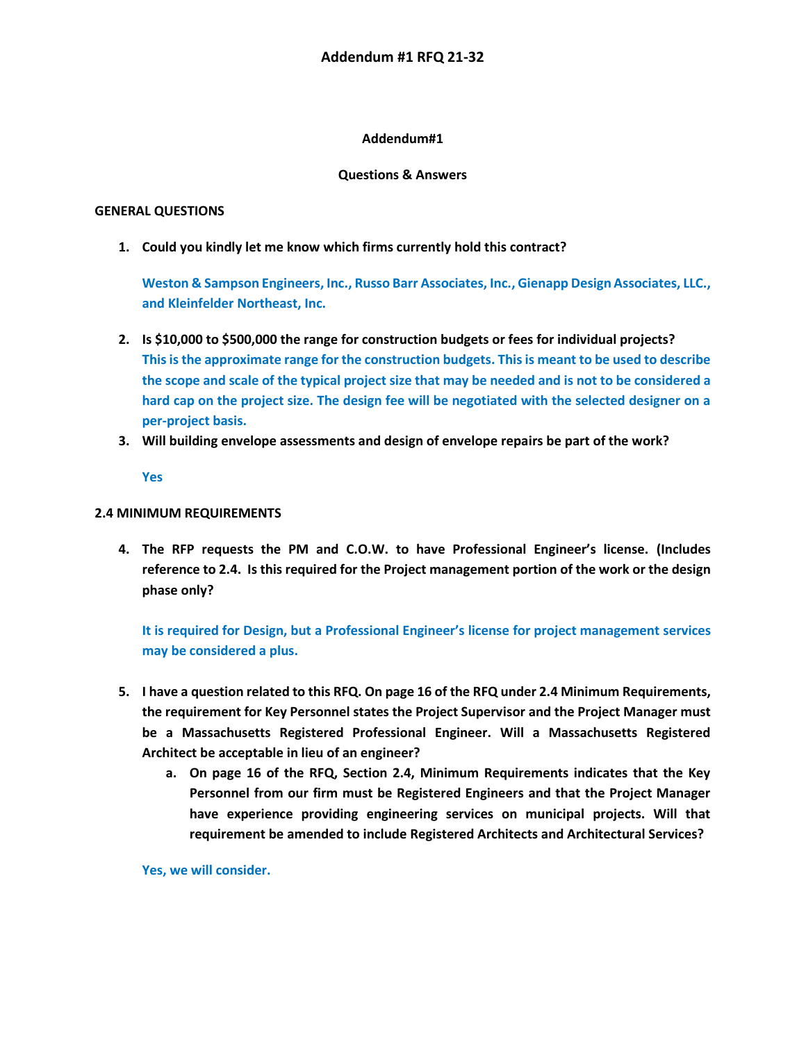# Addendum #1 RFQ 21-32

**Addendum#1**

**Questions & Answers**

**GENERAL QUESTIONS**

1. **Could you kindly let me know which firms currently hold this contract?**

   **Weston & Sampson Engineers, Inc., Russo Barr Associates, Inc., Gienapp Design Associates, LLC., and Kleinfelder Northeast, Inc.**

2. **Is $10,000 to $500,000 the range for construction budgets or fees for individual projects?**
   **This is the approximate range for the construction budgets. This is meant to be used to describe the scope and scale of the typical project size that may be needed and is not to be considered a hard cap on the project size. The design fee will be negotiated with the selected designer on a per-project basis.**

3. **Will building envelope assessments and design of envelope repairs be part of the work?**

   **Yes**

**2.4 MINIMUM REQUIREMENTS**

4. **The RFP requests the PM and C.O.W. to have Professional Engineer's license. (Includes reference to 2.4. Is this required for the Project management portion of the work or the design phase only?**

   **It is required for Design, but a Professional Engineer's license for project management services may be considered a plus.**

5. **I have a question related to this RFQ. On page 16 of the RFQ under 2.4 Minimum Requirements, the requirement for Key Personnel states the Project Supervisor and the Project Manager must be a Massachusetts Registered Professional Engineer. Will a Massachusetts Registered Architect be acceptable in lieu of an engineer?**
   a. **On page 16 of the RFQ, Section 2.4, Minimum Requirements indicates that the Key Personnel from our firm must be Registered Engineers and that the Project Manager have experience providing engineering services on municipal projects. Will that requirement be amended to include Registered Architects and Architectural Services?**

   **Yes, we will consider.**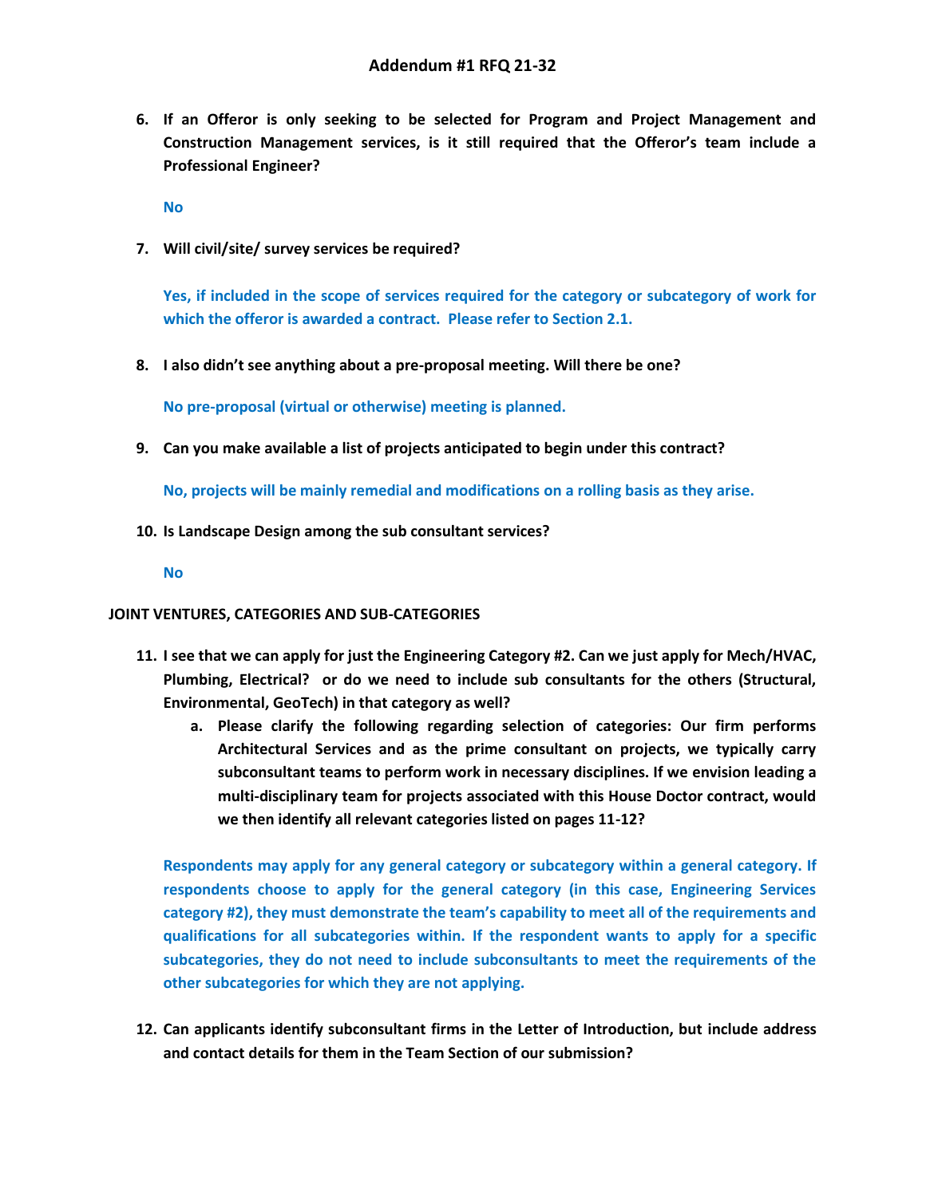# Addendum #1 RFQ 21-32

6. **If an Offeror is only seeking to be selected for Program and Project Management and Construction Management services, is it still required that the Offeror's team include a Professional Engineer?**

   No

7. **Will civil/site/ survey services be required?**

   Yes, if included in the scope of services required for the category or subcategory of work for which the offeror is awarded a contract. Please refer to Section 2.1.

8. **I also didn't see anything about a pre-proposal meeting. Will there be one?**

   No pre-proposal (virtual or otherwise) meeting is planned.

9. **Can you make available a list of projects anticipated to begin under this contract?**

   No, projects will be mainly remedial and modifications on a rolling basis as they arise.

10. **Is Landscape Design among the sub consultant services?**

    No

**JOINT VENTURES, CATEGORIES AND SUB-CATEGORIES**

11. **I see that we can apply for just the Engineering Category #2. Can we just apply for Mech/HVAC, Plumbing, Electrical? or do we need to include sub consultants for the others (Structural, Environmental, GeoTech) in that category as well?**
    a. **Please clarify the following regarding selection of categories: Our firm performs Architectural Services and as the prime consultant on projects, we typically carry subconsultant teams to perform work in necessary disciplines. If we envision leading a multi-disciplinary team for projects associated with this House Doctor contract, would we then identify all relevant categories listed on pages 11-12?**

    Respondents may apply for any general category or subcategory within a general category. If respondents choose to apply for the general category (in this case, Engineering Services category #2), they must demonstrate the team's capability to meet all of the requirements and qualifications for all subcategories within. If the respondent wants to apply for a specific subcategories, they do not need to include subconsultants to meet the requirements of the other subcategories for which they are not applying.

12. **Can applicants identify subconsultant firms in the Letter of Introduction, but include address and contact details for them in the Team Section of our submission?**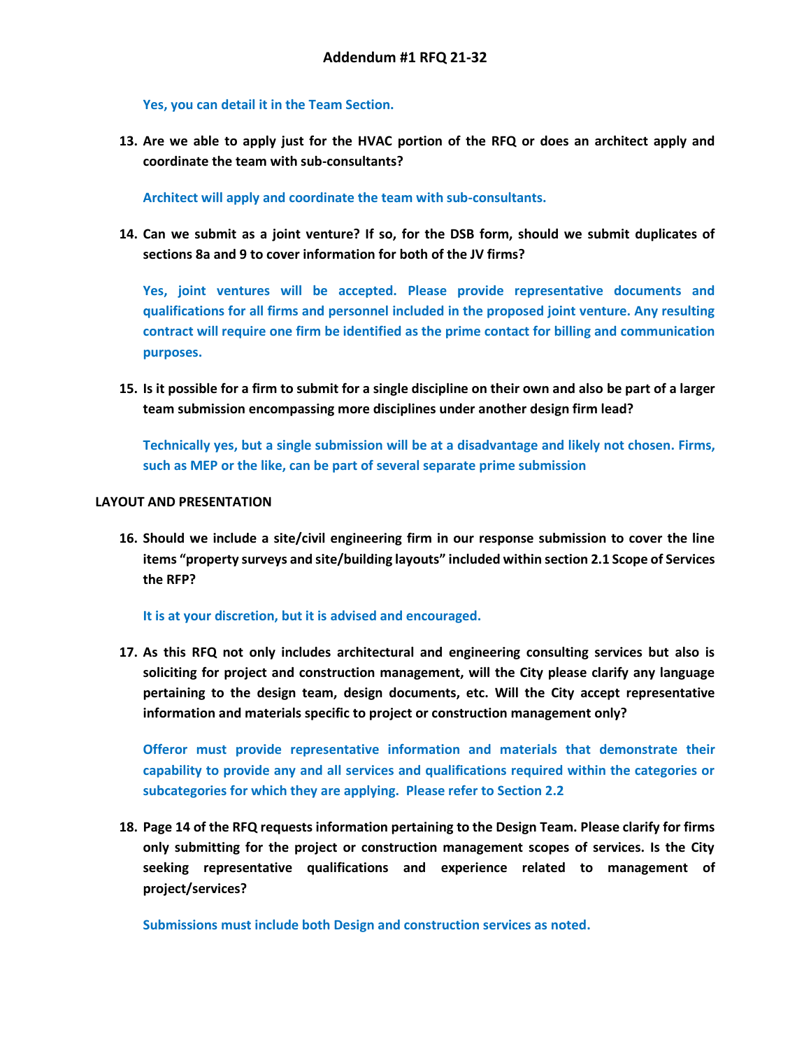Yes, you can detail it in the Team Section.

13. **Are we able to apply just for the HVAC portion of the RFQ or does an architect apply and coordinate the team with sub-consultants?**

    Architect will apply and coordinate the team with sub-consultants.

14. **Can we submit as a joint venture? If so, for the DSB form, should we submit duplicates of sections 8a and 9 to cover information for both of the JV firms?**

    Yes, joint ventures will be accepted. Please provide representative documents and qualifications for all firms and personnel included in the proposed joint venture. Any resulting contract will require one firm be identified as the prime contact for billing and communication purposes.

15. **Is it possible for a firm to submit for a single discipline on their own and also be part of a larger team submission encompassing more disciplines under another design firm lead?**

    Technically yes, but a single submission will be at a disadvantage and likely not chosen. Firms, such as MEP or the like, can be part of several separate prime submission

**LAYOUT AND PRESENTATION**

16. **Should we include a site/civil engineering firm in our response submission to cover the line items "property surveys and site/building layouts" included within section 2.1 Scope of Services the RFP?**

    It is at your discretion, but it is advised and encouraged.

17. **As this RFQ not only includes architectural and engineering consulting services but also is soliciting for project and construction management, will the City please clarify any language pertaining to the design team, design documents, etc. Will the City accept representative information and materials specific to project or construction management only?**

    Offeror must provide representative information and materials that demonstrate their capability to provide any and all services and qualifications required within the categories or subcategories for which they are applying. Please refer to Section 2.2

18. **Page 14 of the RFQ requests information pertaining to the Design Team. Please clarify for firms only submitting for the project or construction management scopes of services. Is the City seeking representative qualifications and experience related to management of project/services?**

    Submissions must include both Design and construction services as noted.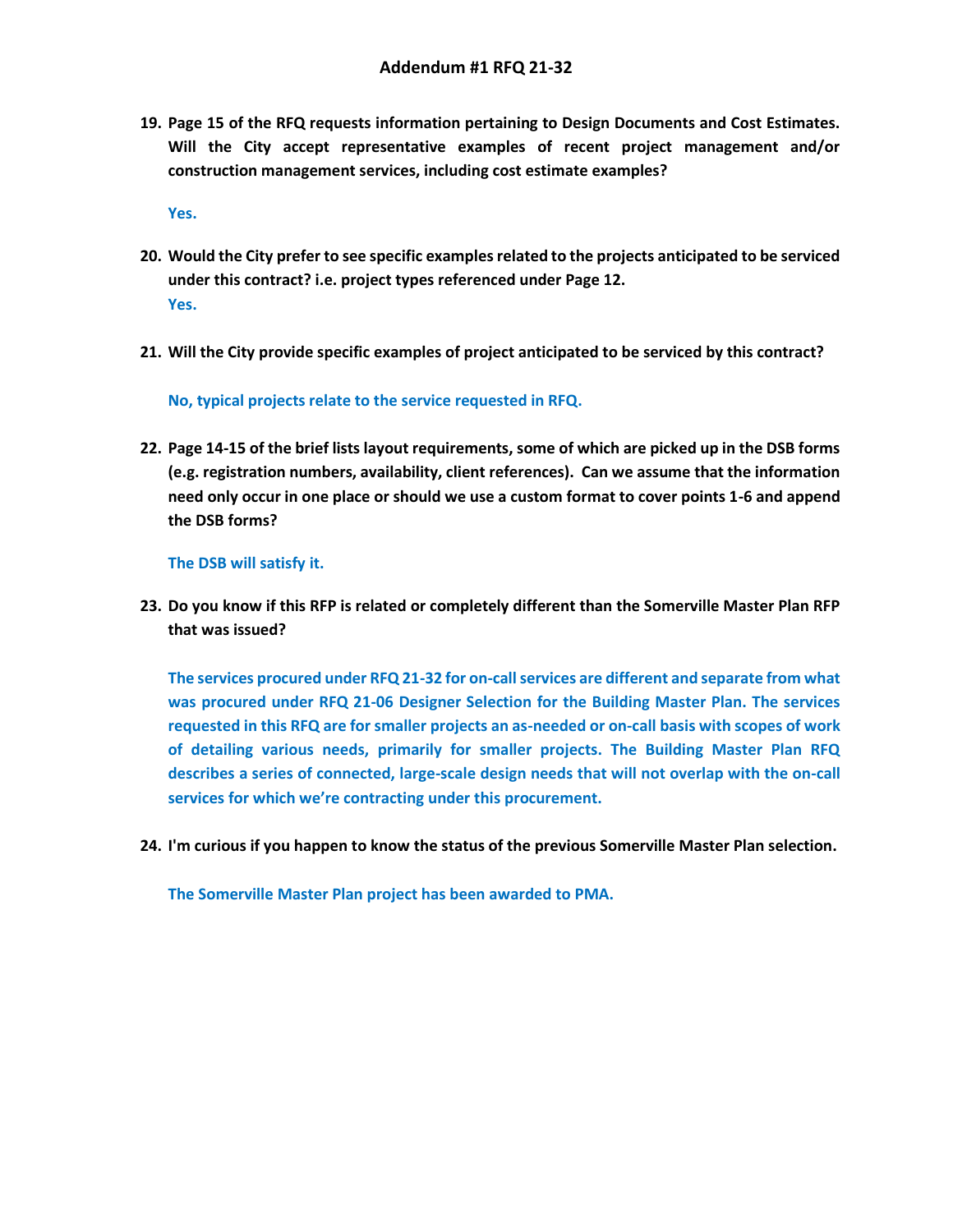# Addendum #1 RFQ 21-32

19. **Page 15 of the RFQ requests information pertaining to Design Documents and Cost Estimates. Will the City accept representative examples of recent project management and/or construction management services, including cost estimate examples?**

    **Yes.**

20. **Would the City prefer to see specific examples related to the projects anticipated to be serviced under this contract? i.e. project types referenced under Page 12.**

    **Yes.**

21. **Will the City provide specific examples of project anticipated to be serviced by this contract?**

    **No, typical projects relate to the service requested in RFQ.**

22. **Page 14-15 of the brief lists layout requirements, some of which are picked up in the DSB forms (e.g. registration numbers, availability, client references). Can we assume that the information need only occur in one place or should we use a custom format to cover points 1-6 and append the DSB forms?**

    **The DSB will satisfy it.**

23. **Do you know if this RFP is related or completely different than the Somerville Master Plan RFP that was issued?**

    **The services procured under RFQ 21-32 for on-call services are different and separate from what was procured under RFQ 21-06 Designer Selection for the Building Master Plan. The services requested in this RFQ are for smaller projects an as-needed or on-call basis with scopes of work of detailing various needs, primarily for smaller projects. The Building Master Plan RFQ describes a series of connected, large-scale design needs that will not overlap with the on-call services for which we're contracting under this procurement.**

24. **I'm curious if you happen to know the status of the previous Somerville Master Plan selection.**

    **The Somerville Master Plan project has been awarded to PMA.**